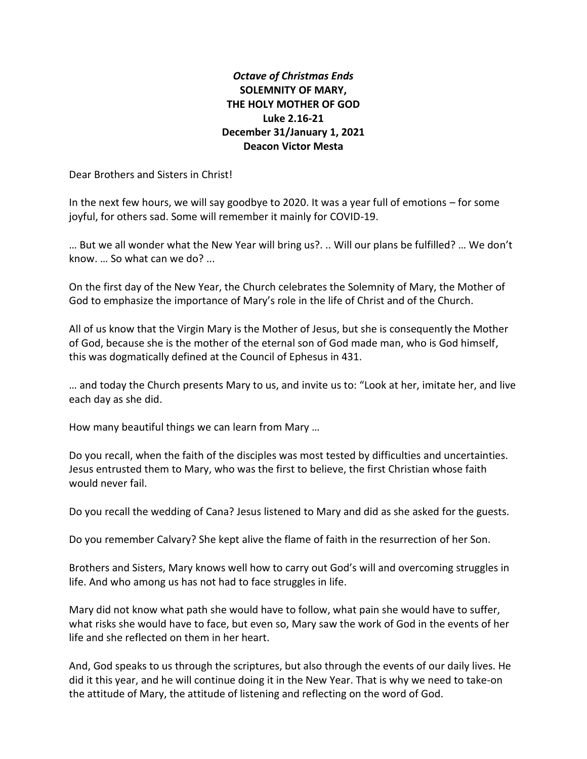***Octave of Christmas Ends***
**SOLEMNITY OF MARY,**
**THE HOLY MOTHER OF GOD**
**Luke 2.16-21**
**December 31/January 1, 2021**
**Deacon Victor Mesta**

Dear Brothers and Sisters in Christ!

In the next few hours, we will say goodbye to 2020. It was a year full of emotions – for some joyful, for others sad. Some will remember it mainly for COVID-19.

… But we all wonder what the New Year will bring us?. .. Will our plans be fulfilled? … We don't know. … So what can we do? ...

On the first day of the New Year, the Church celebrates the Solemnity of Mary, the Mother of God to emphasize the importance of Mary's role in the life of Christ and of the Church.

All of us know that the Virgin Mary is the Mother of Jesus, but she is consequently the Mother of God, because she is the mother of the eternal son of God made man, who is God himself, this was dogmatically defined at the Council of Ephesus in 431.

… and today the Church presents Mary to us, and invite us to: "Look at her, imitate her, and live each day as she did.

How many beautiful things we can learn from Mary …

Do you recall, when the faith of the disciples was most tested by difficulties and uncertainties. Jesus entrusted them to Mary, who was the first to believe, the first Christian whose faith would never fail.

Do you recall the wedding of Cana? Jesus listened to Mary and did as she asked for the guests.

Do you remember Calvary? She kept alive the flame of faith in the resurrection of her Son.

Brothers and Sisters, Mary knows well how to carry out God's will and overcoming struggles in life. And who among us has not had to face struggles in life.

Mary did not know what path she would have to follow, what pain she would have to suffer, what risks she would have to face, but even so, Mary saw the work of God in the events of her life and she reflected on them in her heart.

And, God speaks to us through the scriptures, but also through the events of our daily lives. He did it this year, and he will continue doing it in the New Year. That is why we need to take-on the attitude of Mary, the attitude of listening and reflecting on the word of God.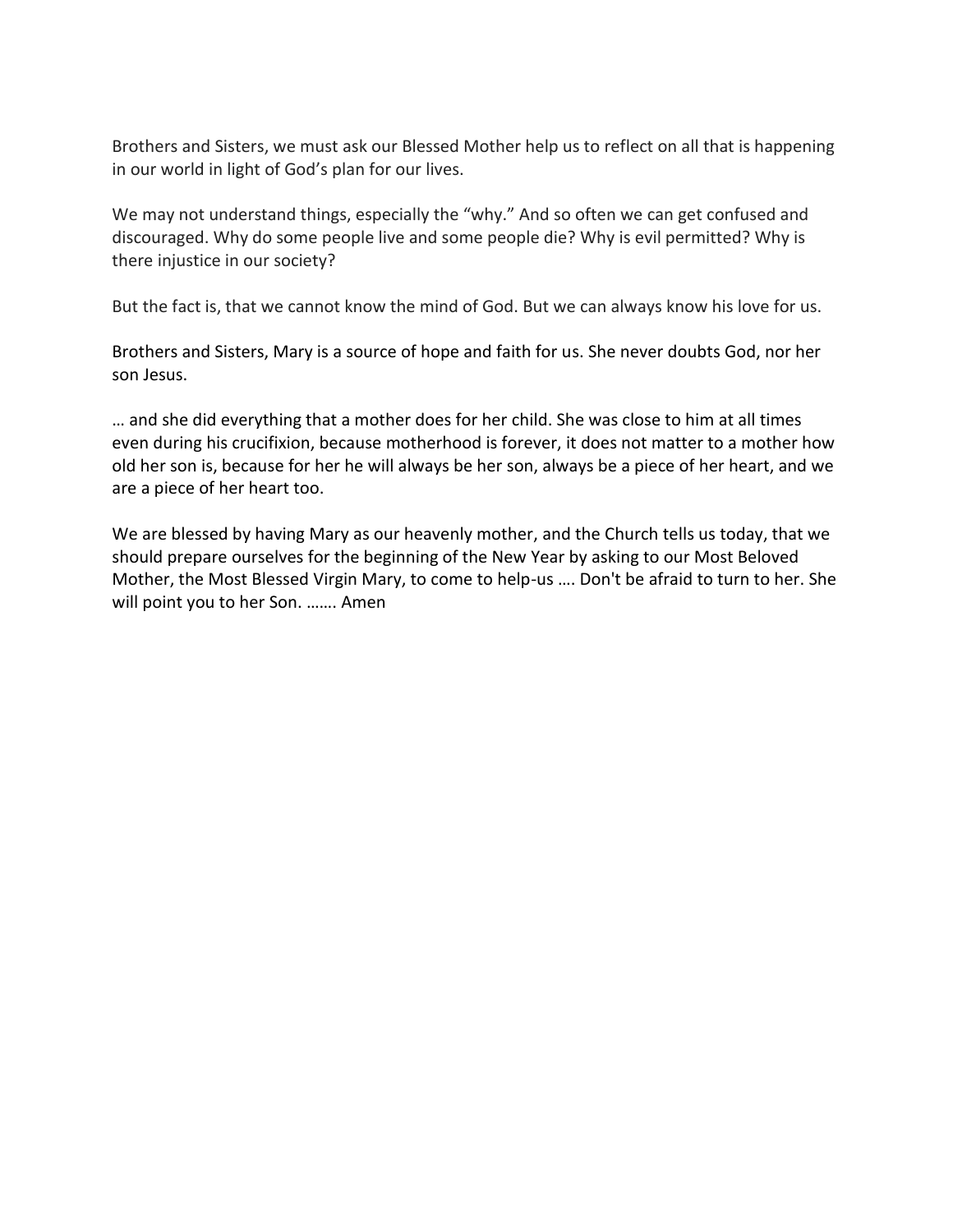Brothers and Sisters, we must ask our Blessed Mother help us to reflect on all that is happening in our world in light of God's plan for our lives.

We may not understand things, especially the "why." And so often we can get confused and discouraged. Why do some people live and some people die? Why is evil permitted? Why is there injustice in our society?

But the fact is, that we cannot know the mind of God. But we can always know his love for us.

Brothers and Sisters, Mary is a source of hope and faith for us. She never doubts God, nor her son Jesus.

… and she did everything that a mother does for her child. She was close to him at all times even during his crucifixion, because motherhood is forever, it does not matter to a mother how old her son is, because for her he will always be her son, always be a piece of her heart, and we are a piece of her heart too.

We are blessed by having Mary as our heavenly mother, and the Church tells us today, that we should prepare ourselves for the beginning of the New Year by asking to our Most Beloved Mother, the Most Blessed Virgin Mary, to come to help-us …. Don't be afraid to turn to her. She will point you to her Son. ……. Amen